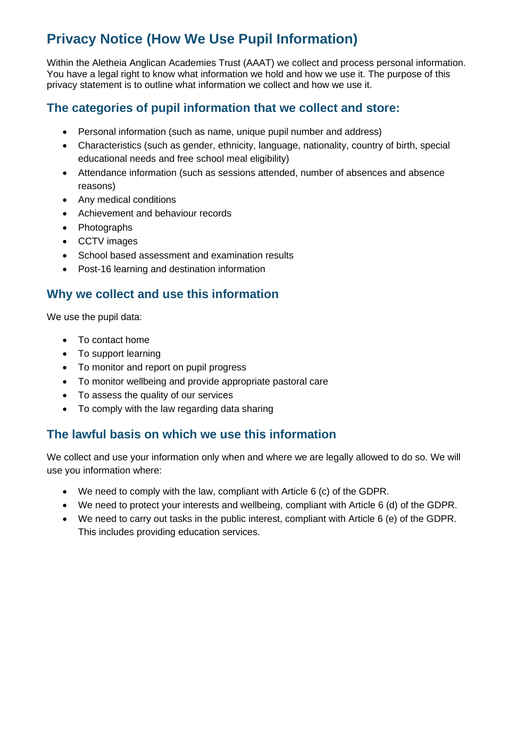# Privacy Notice (How We Use Pupil Information)

Within the Aletheia Anglican Academies Trust (AAAT) we collect and process personal information. You have a legal right to know what information we hold and how we use it. The purpose of this privacy statement is to outline what information we collect and how we use it.

## The categories of pupil information that we collect and store:

- Personal information (such as name, unique pupil number and address)
- Characteristics (such as gender, ethnicity, language, nationality, country of birth, special educational needs and free school meal eligibility)
- Attendance information (such as sessions attended, number of absences and absence reasons)
- Any medical conditions
- Achievement and behaviour records
- Photographs
- CCTV images
- School based assessment and examination results
- Post-16 learning and destination information

## Why we collect and use this information

We use the pupil data:

- To contact home
- To support learning
- To monitor and report on pupil progress
- To monitor wellbeing and provide appropriate pastoral care
- To assess the quality of our services
- To comply with the law regarding data sharing

## The lawful basis on which we use this information

We collect and use your information only when and where we are legally allowed to do so. We will use you information where:

- We need to comply with the law, compliant with Article 6 (c) of the GDPR.
- We need to protect your interests and wellbeing, compliant with Article 6 (d) of the GDPR.
- We need to carry out tasks in the public interest, compliant with Article 6 (e) of the GDPR. This includes providing education services.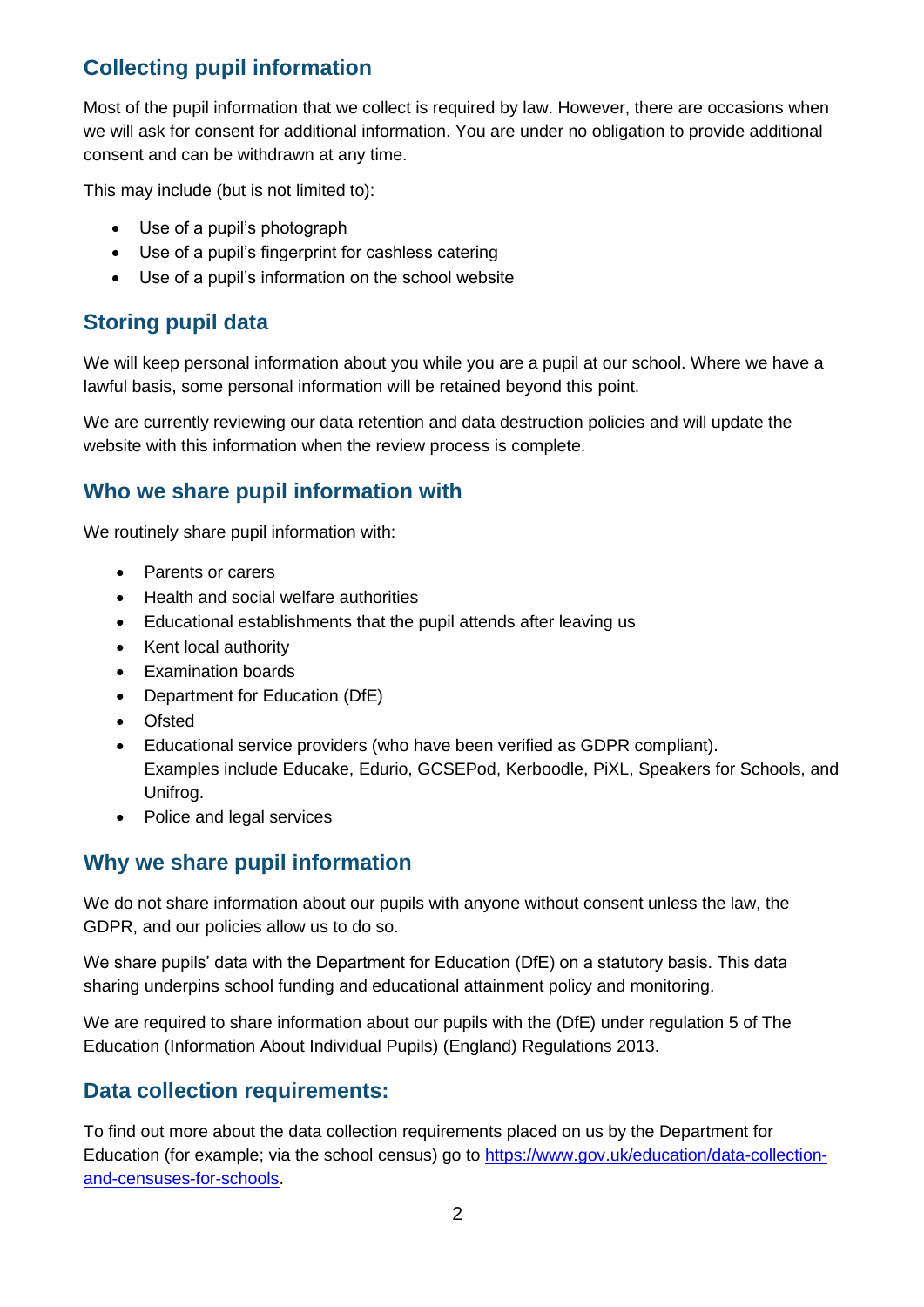## Collecting pupil information

Most of the pupil information that we collect is required by law. However, there are occasions when we will ask for consent for additional information. You are under no obligation to provide additional consent and can be withdrawn at any time.

This may include (but is not limited to):

- Use of a pupil's photograph
- Use of a pupil's fingerprint for cashless catering
- Use of a pupil's information on the school website

## Storing pupil data

We will keep personal information about you while you are a pupil at our school. Where we have a lawful basis, some personal information will be retained beyond this point.

We are currently reviewing our data retention and data destruction policies and will update the website with this information when the review process is complete.

## Who we share pupil information with

We routinely share pupil information with:

- Parents or carers
- Health and social welfare authorities
- Educational establishments that the pupil attends after leaving us
- Kent local authority
- Examination boards
- Department for Education (DfE)
- Ofsted
- Educational service providers (who have been verified as GDPR compliant). Examples include Educake, Edurio, GCSEPod, Kerboodle, PiXL, Speakers for Schools, and Unifrog.
- Police and legal services

## Why we share pupil information

We do not share information about our pupils with anyone without consent unless the law, the GDPR, and our policies allow us to do so.

We share pupils' data with the Department for Education (DfE) on a statutory basis. This data sharing underpins school funding and educational attainment policy and monitoring.

We are required to share information about our pupils with the (DfE) under regulation 5 of The Education (Information About Individual Pupils) (England) Regulations 2013.

## Data collection requirements:

To find out more about the data collection requirements placed on us by the Department for Education (for example; via the school census) go to [https://www.gov.uk/education/data-collection-and-censuses-for-schools](https://www.gov.uk/education/data-collection-and-censuses-for-schools).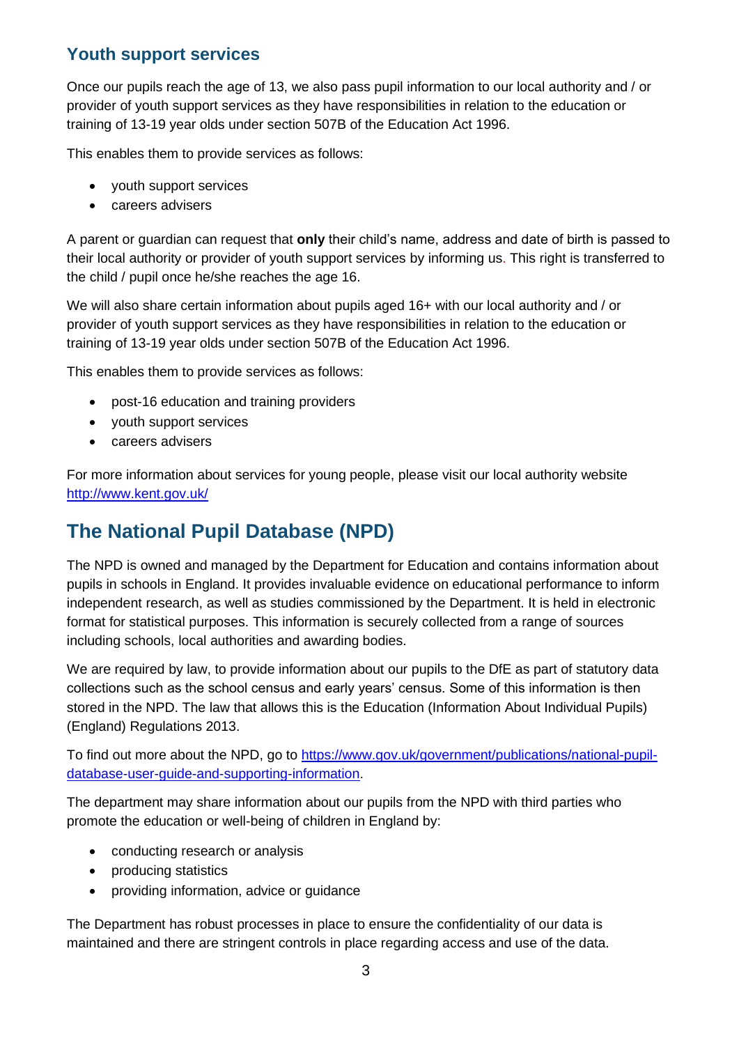### Youth support services

Once our pupils reach the age of 13, we also pass pupil information to our local authority and / or provider of youth support services as they have responsibilities in relation to the education or training of 13-19 year olds under section 507B of the Education Act 1996.

This enables them to provide services as follows:

- youth support services
- careers advisers

A parent or guardian can request that **only** their child's name, address and date of birth is passed to their local authority or provider of youth support services by informing us. This right is transferred to the child / pupil once he/she reaches the age 16.

We will also share certain information about pupils aged 16+ with our local authority and / or provider of youth support services as they have responsibilities in relation to the education or training of 13-19 year olds under section 507B of the Education Act 1996.

This enables them to provide services as follows:

- post-16 education and training providers
- youth support services
- careers advisers

For more information about services for young people, please visit our local authority website [http://www.kent.gov.uk/](http://www.kent.gov.uk/)

## The National Pupil Database (NPD)

The NPD is owned and managed by the Department for Education and contains information about pupils in schools in England. It provides invaluable evidence on educational performance to inform independent research, as well as studies commissioned by the Department. It is held in electronic format for statistical purposes. This information is securely collected from a range of sources including schools, local authorities and awarding bodies.

We are required by law, to provide information about our pupils to the DfE as part of statutory data collections such as the school census and early years' census. Some of this information is then stored in the NPD. The law that allows this is the Education (Information About Individual Pupils) (England) Regulations 2013.

To find out more about the NPD, go to [https://www.gov.uk/government/publications/national-pupil-database-user-guide-and-supporting-information](https://www.gov.uk/government/publications/national-pupil-database-user-guide-and-supporting-information).

The department may share information about our pupils from the NPD with third parties who promote the education or well-being of children in England by:

- conducting research or analysis
- producing statistics
- providing information, advice or guidance

The Department has robust processes in place to ensure the confidentiality of our data is maintained and there are stringent controls in place regarding access and use of the data.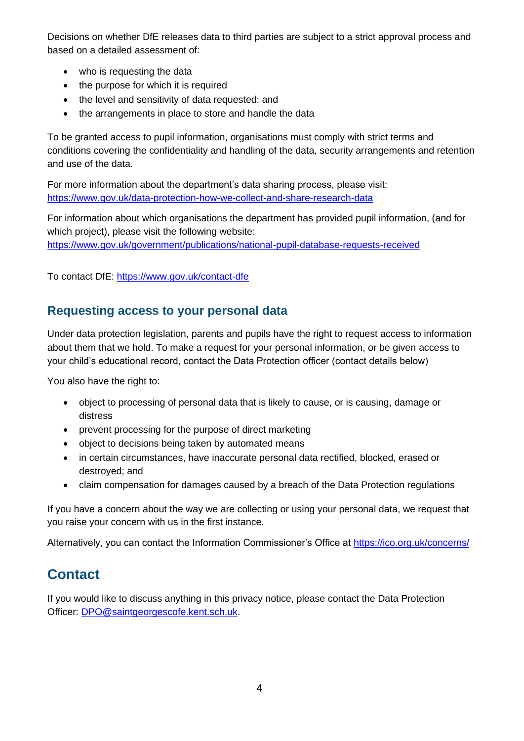Decisions on whether DfE releases data to third parties are subject to a strict approval process and based on a detailed assessment of:

- who is requesting the data
- the purpose for which it is required
- the level and sensitivity of data requested: and
- the arrangements in place to store and handle the data

To be granted access to pupil information, organisations must comply with strict terms and conditions covering the confidentiality and handling of the data, security arrangements and retention and use of the data.

For more information about the department's data sharing process, please visit: https://www.gov.uk/data-protection-how-we-collect-and-share-research-data

For information about which organisations the department has provided pupil information, (and for which project), please visit the following website: https://www.gov.uk/government/publications/national-pupil-database-requests-received

To contact DfE: https://www.gov.uk/contact-dfe

## Requesting access to your personal data

Under data protection legislation, parents and pupils have the right to request access to information about them that we hold. To make a request for your personal information, or be given access to your child's educational record, contact the Data Protection officer (contact details below)

You also have the right to:

- object to processing of personal data that is likely to cause, or is causing, damage or distress
- prevent processing for the purpose of direct marketing
- object to decisions being taken by automated means
- in certain circumstances, have inaccurate personal data rectified, blocked, erased or destroyed; and
- claim compensation for damages caused by a breach of the Data Protection regulations

If you have a concern about the way we are collecting or using your personal data, we request that you raise your concern with us in the first instance.

Alternatively, you can contact the Information Commissioner's Office at https://ico.org.uk/concerns/

# Contact

If you would like to discuss anything in this privacy notice, please contact the Data Protection Officer: DPO@saintgeorgescofe.kent.sch.uk.